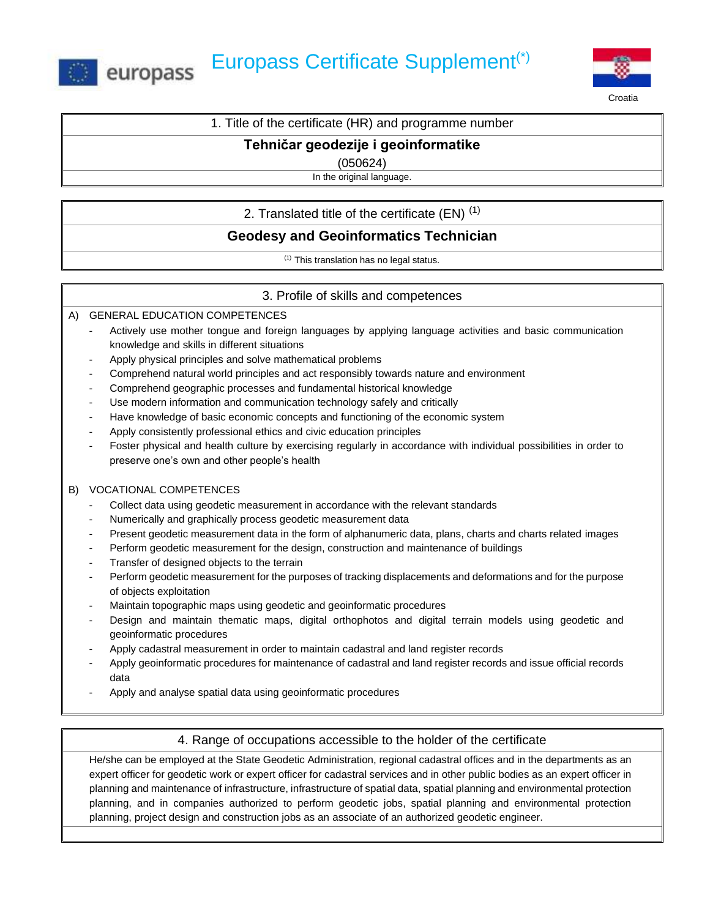# Europass Certificate Supplement(*)

Croatia

## 1. Title of the certificate (HR) and programme number

**Tehničar geodezije i geoinformatike**

(050624)

In the original language.

## 2. Translated title of the certificate (EN) (1)

**Geodesy and Geoinformatics Technician**

(1) This translation has no legal status.

## 3. Profile of skills and competences

A) GENERAL EDUCATION COMPETENCES

- Actively use mother tongue and foreign languages by applying language activities and basic communication knowledge and skills in different situations
- Apply physical principles and solve mathematical problems
- Comprehend natural world principles and act responsibly towards nature and environment
- Comprehend geographic processes and fundamental historical knowledge
- Use modern information and communication technology safely and critically
- Have knowledge of basic economic concepts and functioning of the economic system
- Apply consistently professional ethics and civic education principles
- Foster physical and health culture by exercising regularly in accordance with individual possibilities in order to preserve one's own and other people's health

B) VOCATIONAL COMPETENCES

- Collect data using geodetic measurement in accordance with the relevant standards
- Numerically and graphically process geodetic measurement data
- Present geodetic measurement data in the form of alphanumeric data, plans, charts and charts related images
- Perform geodetic measurement for the design, construction and maintenance of buildings
- Transfer of designed objects to the terrain
- Perform geodetic measurement for the purposes of tracking displacements and deformations and for the purpose of objects exploitation
- Maintain topographic maps using geodetic and geoinformatic procedures
- Design and maintain thematic maps, digital orthophotos and digital terrain models using geodetic and geoinformatic procedures
- Apply cadastral measurement in order to maintain cadastral and land register records
- Apply geoinformatic procedures for maintenance of cadastral and land register records and issue official records data
- Apply and analyse spatial data using geoinformatic procedures

## 4. Range of occupations accessible to the holder of the certificate

He/she can be employed at the State Geodetic Administration, regional cadastral offices and in the departments as an expert officer for geodetic work or expert officer for cadastral services and in other public bodies as an expert officer in planning and maintenance of infrastructure, infrastructure of spatial data, spatial planning and environmental protection planning, and in companies authorized to perform geodetic jobs, spatial planning and environmental protection planning, project design and construction jobs as an associate of an authorized geodetic engineer.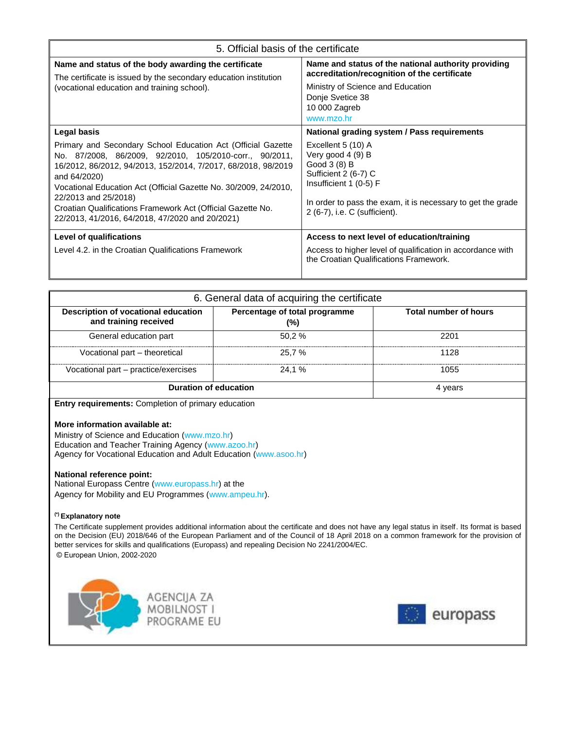## 5. Official basis of the certificate

| | |
|---|---|
| **Name and status of the body awarding the certificate**<br>The certificate is issued by the secondary education institution (vocational education and training school). | **Name and status of the national authority providing accreditation/recognition of the certificate**<br>Ministry of Science and Education<br>Donje Svetice 38<br>10 000 Zagreb<br>www.mzo.hr |
| **Legal basis**<br>Primary and Secondary School Education Act (Official Gazette No. 87/2008, 86/2009, 92/2010, 105/2010-corr., 90/2011, 16/2012, 86/2012, 94/2013, 152/2014, 7/2017, 68/2018, 98/2019 and 64/2020)<br>Vocational Education Act (Official Gazette No. 30/2009, 24/2010, 22/2013 and 25/2018)<br>Croatian Qualifications Framework Act (Official Gazette No. 22/2013, 41/2016, 64/2018, 47/2020 and 20/2021) | **National grading system / Pass requirements**<br>Excellent 5 (10) A<br>Very good 4 (9) B<br>Good 3 (8) B<br>Sufficient 2 (6-7) C<br>Insufficient 1 (0-5) F<br><br>In order to pass the exam, it is necessary to get the grade 2 (6-7), i.e. C (sufficient). |
| **Level of qualifications**<br>Level 4.2. in the Croatian Qualifications Framework | **Access to next level of education/training**<br>Access to higher level of qualification in accordance with the Croatian Qualifications Framework. |

## 6. General data of acquiring the certificate

| Description of vocational education and training received | Percentage of total programme (%) | Total number of hours |
|---|---|---|
| General education part | 50,2 % | 2201 |
| Vocational part – theoretical | 25,7 % | 1128 |
| Vocational part – practice/exercises | 24,1 % | 1055 |
| **Duration of education** | | 4 years |

**Entry requirements:** Completion of primary education

**More information available at:**
Ministry of Science and Education (www.mzo.hr)
Education and Teacher Training Agency (www.azoo.hr)
Agency for Vocational Education and Adult Education (www.asoo.hr)

**National reference point:**
National Europass Centre (www.europass.hr) at the
Agency for Mobility and EU Programmes (www.ampeu.hr).

**(*) Explanatory note**

The Certificate supplement provides additional information about the certificate and does not have any legal status in itself. Its format is based on the Decision (EU) 2018/646 of the European Parliament and of the Council of 18 April 2018 on a common framework for the provision of better services for skills and qualifications (Europass) and repealing Decision No 2241/2004/EC.

© European Union, 2002-2020

AGENCIJA ZA MOBILNOST I PROGRAME EU

europass